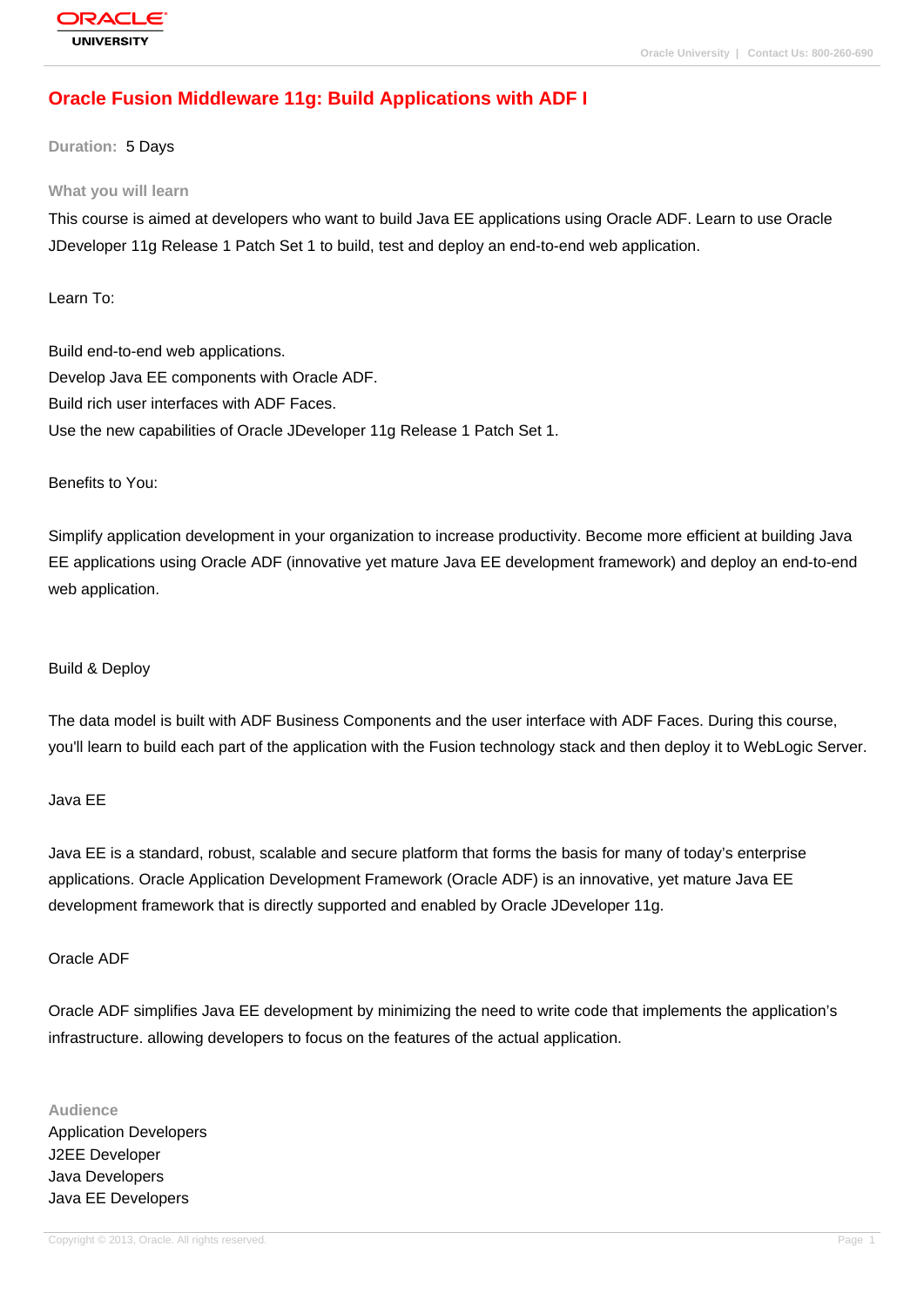# Oracle Fusion Middleware 11g: Build Applications with ADF I

**Duration:** 5 Days

## What you will learn

This course is aimed at developers who want to build Java EE applications using Oracle ADF. Learn to use Oracle JDeveloper 11g Release 1 Patch Set 1 to build, test and deploy an end-to-end web application.

Learn To:

Build end-to-end web applications.
Develop Java EE components with Oracle ADF.
Build rich user interfaces with ADF Faces.
Use the new capabilities of Oracle JDeveloper 11g Release 1 Patch Set 1.

Benefits to You:

Simplify application development in your organization to increase productivity. Become more efficient at building Java EE applications using Oracle ADF (innovative yet mature Java EE development framework) and deploy an end-to-end web application.

Build & Deploy

The data model is built with ADF Business Components and the user interface with ADF Faces. During this course, you'll learn to build each part of the application with the Fusion technology stack and then deploy it to WebLogic Server.

Java EE

Java EE is a standard, robust, scalable and secure platform that forms the basis for many of today's enterprise applications. Oracle Application Development Framework (Oracle ADF) is an innovative, yet mature Java EE development framework that is directly supported and enabled by Oracle JDeveloper 11g.

Oracle ADF

Oracle ADF simplifies Java EE development by minimizing the need to write code that implements the application's infrastructure. allowing developers to focus on the features of the actual application.

## Audience

Application Developers
J2EE Developer
Java Developers
Java EE Developers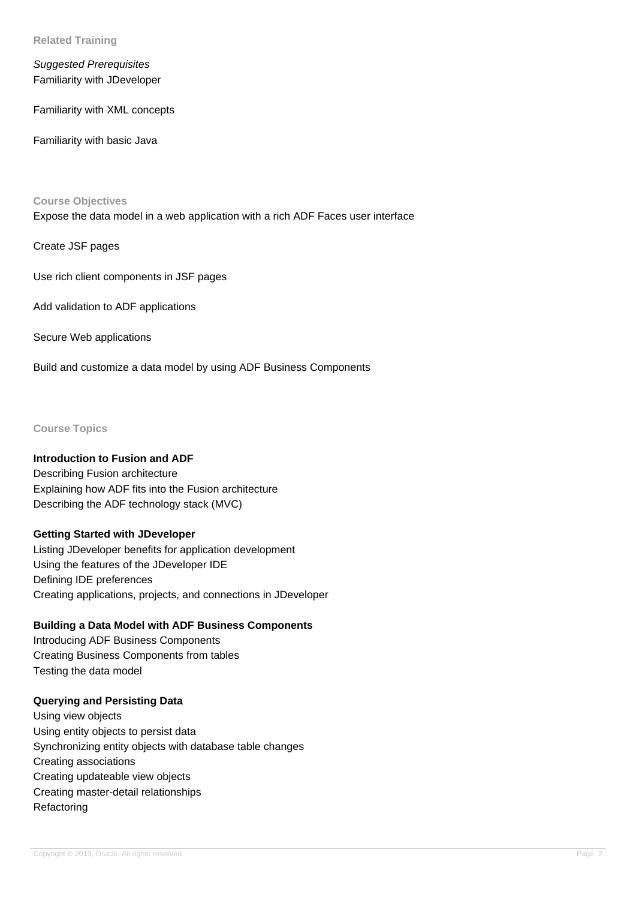## Related Training

*Suggested Prerequisites*

Familiarity with JDeveloper

Familiarity with XML concepts

Familiarity with basic Java

## Course Objectives

Expose the data model in a web application with a rich ADF Faces user interface

Create JSF pages

Use rich client components in JSF pages

Add validation to ADF applications

Secure Web applications

Build and customize a data model by using ADF Business Components

## Course Topics

**Introduction to Fusion and ADF**

Describing Fusion architecture
Explaining how ADF fits into the Fusion architecture
Describing the ADF technology stack (MVC)

**Getting Started with JDeveloper**

Listing JDeveloper benefits for application development
Using the features of the JDeveloper IDE
Defining IDE preferences
Creating applications, projects, and connections in JDeveloper

**Building a Data Model with ADF Business Components**

Introducing ADF Business Components
Creating Business Components from tables
Testing the data model

**Querying and Persisting Data**

Using view objects
Using entity objects to persist data
Synchronizing entity objects with database table changes
Creating associations
Creating updateable view objects
Creating master-detail relationships
Refactoring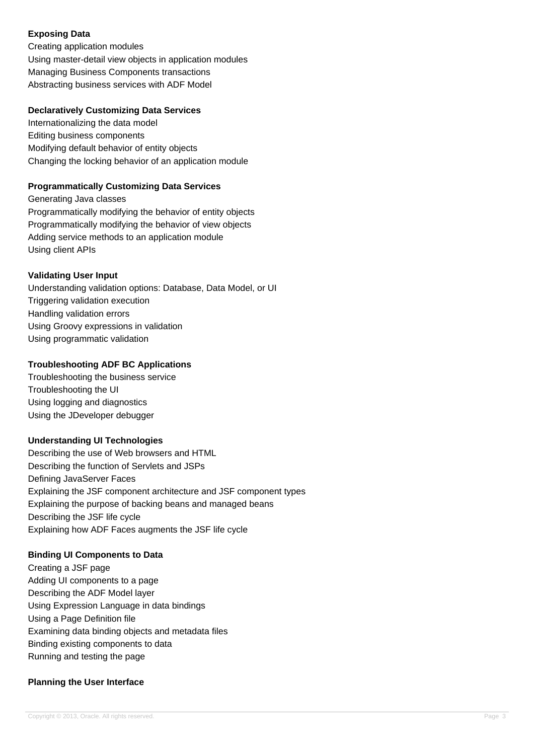**Exposing Data**

Creating application modules
Using master-detail view objects in application modules
Managing Business Components transactions
Abstracting business services with ADF Model

**Declaratively Customizing Data Services**

Internationalizing the data model
Editing business components
Modifying default behavior of entity objects
Changing the locking behavior of an application module

**Programmatically Customizing Data Services**

Generating Java classes
Programmatically modifying the behavior of entity objects
Programmatically modifying the behavior of view objects
Adding service methods to an application module
Using client APIs

**Validating User Input**

Understanding validation options: Database, Data Model, or UI
Triggering validation execution
Handling validation errors
Using Groovy expressions in validation
Using programmatic validation

**Troubleshooting ADF BC Applications**

Troubleshooting the business service
Troubleshooting the UI
Using logging and diagnostics
Using the JDeveloper debugger

**Understanding UI Technologies**

Describing the use of Web browsers and HTML
Describing the function of Servlets and JSPs
Defining JavaServer Faces
Explaining the JSF component architecture and JSF component types
Explaining the purpose of backing beans and managed beans
Describing the JSF life cycle
Explaining how ADF Faces augments the JSF life cycle

**Binding UI Components to Data**

Creating a JSF page
Adding UI components to a page
Describing the ADF Model layer
Using Expression Language in data bindings
Using a Page Definition file
Examining data binding objects and metadata files
Binding existing components to data
Running and testing the page

**Planning the User Interface**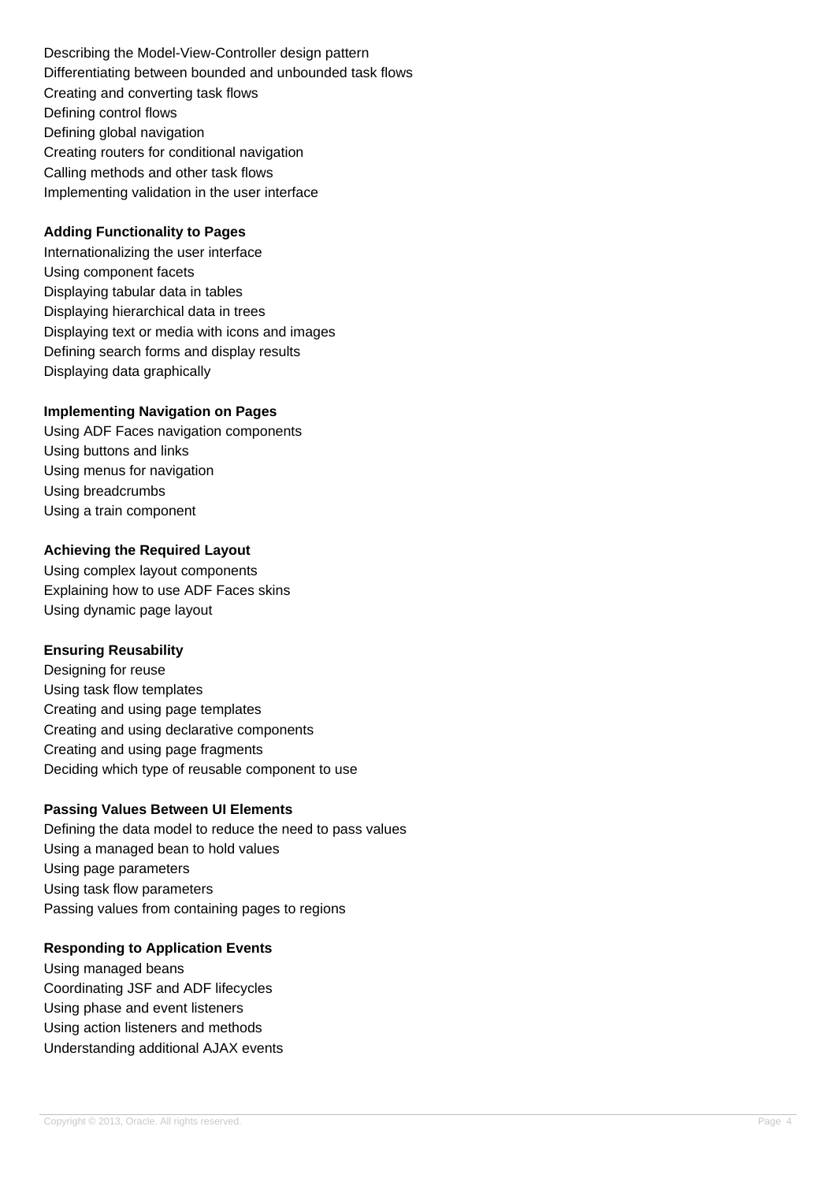Describing the Model-View-Controller design pattern
Differentiating between bounded and unbounded task flows
Creating and converting task flows
Defining control flows
Defining global navigation
Creating routers for conditional navigation
Calling methods and other task flows
Implementing validation in the user interface

**Adding Functionality to Pages**

Internationalizing the user interface
Using component facets
Displaying tabular data in tables
Displaying hierarchical data in trees
Displaying text or media with icons and images
Defining search forms and display results
Displaying data graphically

**Implementing Navigation on Pages**

Using ADF Faces navigation components
Using buttons and links
Using menus for navigation
Using breadcrumbs
Using a train component

**Achieving the Required Layout**

Using complex layout components
Explaining how to use ADF Faces skins
Using dynamic page layout

**Ensuring Reusability**

Designing for reuse
Using task flow templates
Creating and using page templates
Creating and using declarative components
Creating and using page fragments
Deciding which type of reusable component to use

**Passing Values Between UI Elements**

Defining the data model to reduce the need to pass values
Using a managed bean to hold values
Using page parameters
Using task flow parameters
Passing values from containing pages to regions

**Responding to Application Events**

Using managed beans
Coordinating JSF and ADF lifecycles
Using phase and event listeners
Using action listeners and methods
Understanding additional AJAX events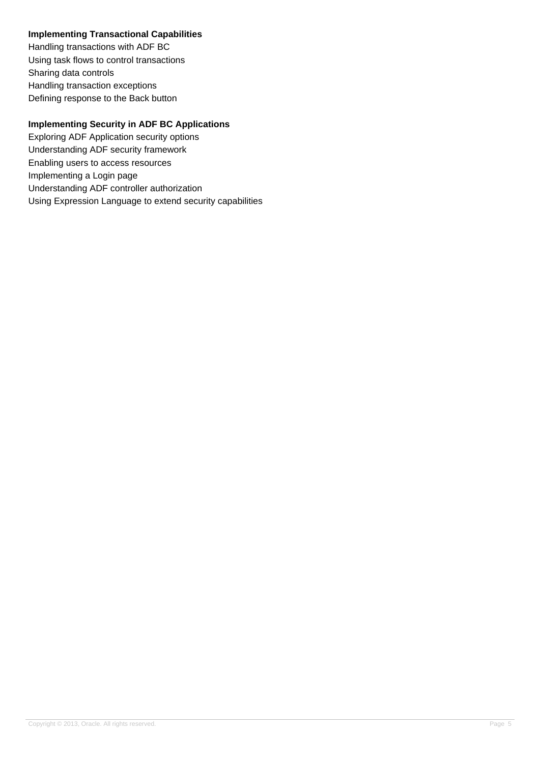**Implementing Transactional Capabilities**

Handling transactions with ADF BC
Using task flows to control transactions
Sharing data controls
Handling transaction exceptions
Defining response to the Back button

**Implementing Security in ADF BC Applications**

Exploring ADF Application security options
Understanding ADF security framework
Enabling users to access resources
Implementing a Login page
Understanding ADF controller authorization
Using Expression Language to extend security capabilities